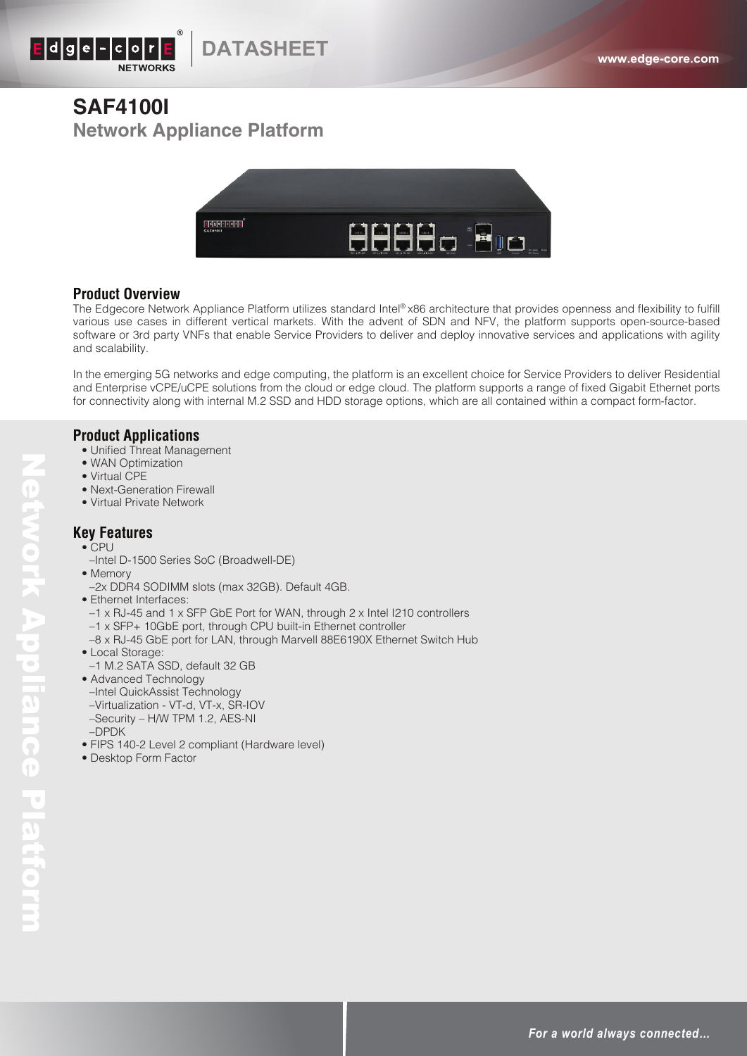# SAF4100I

## Network Appliance Platform

### Product Overview

The Edgecore Network Appliance Platform utilizes standard Intel® x86 architecture that provides openness and flexibility to fulfill various use cases in different vertical markets. With the advent of SDN and NFV, the platform supports open-source-based software or 3rd party VNFs that enable Service Providers to deliver and deploy innovative services and applications with agility and scalability.

In the emerging 5G networks and edge computing, the platform is an excellent choice for Service Providers to deliver Residential and Enterprise vCPE/uCPE solutions from the cloud or edge cloud. The platform supports a range of fixed Gigabit Ethernet ports for connectivity along with internal M.2 SSD and HDD storage options, which are all contained within a compact form-factor.

### Product Applications

- Unified Threat Management
- WAN Optimization
- Virtual CPE
- Next-Generation Firewall
- Virtual Private Network

### Key Features

- CPU
  - –Intel D-1500 Series SoC (Broadwell-DE)
- Memory
  - –2x DDR4 SODIMM slots (max 32GB). Default 4GB.
- Ethernet Interfaces:
  - –1 x RJ-45 and 1 x SFP GbE Port for WAN, through 2 x Intel I210 controllers
  - –1 x SFP+ 10GbE port, through CPU built-in Ethernet controller
  - –8 x RJ-45 GbE port for LAN, through Marvell 88E6190X Ethernet Switch Hub
- Local Storage:
  - –1 M.2 SATA SSD, default 32 GB
- Advanced Technology
  - –Intel QuickAssist Technology
  - –Virtualization - VT-d, VT-x, SR-IOV
  - –Security – H/W TPM 1.2, AES-NI
  - –DPDK
- FIPS 140-2 Level 2 compliant (Hardware level)
- Desktop Form Factor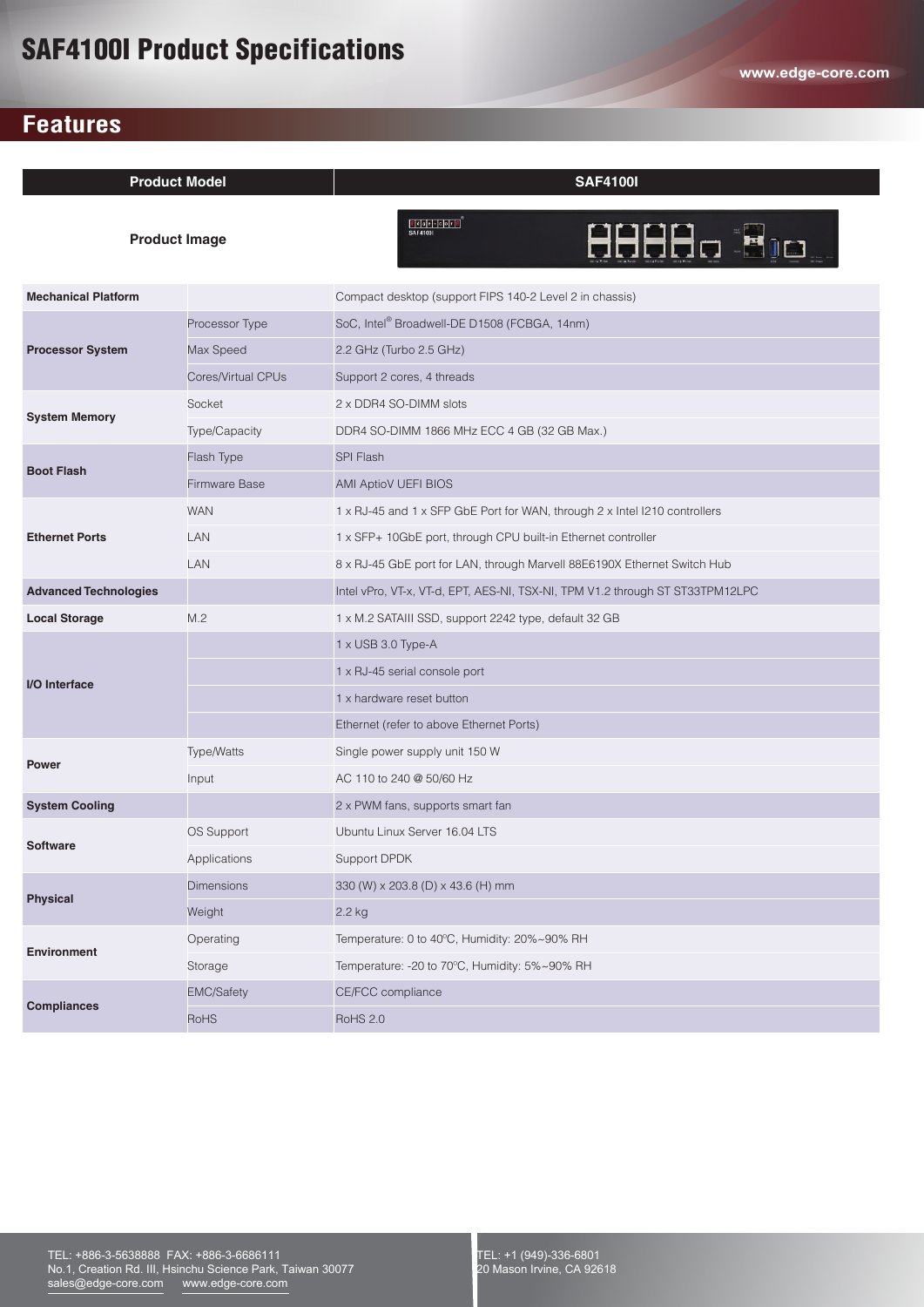# SAF4100I Product Specifications

## Features

| Product Model | | SAF4100I |
|---|---|---|
| Product Image | | |
| **Mechanical Platform** | | Compact desktop (support FIPS 140-2 Level 2 in chassis) |
| **Processor System** | Processor Type | SoC, Intel® Broadwell-DE D1508 (FCBGA, 14nm) |
| | Max Speed | 2.2 GHz (Turbo 2.5 GHz) |
| | Cores/Virtual CPUs | Support 2 cores, 4 threads |
| **System Memory** | Socket | 2 x DDR4 SO-DIMM slots |
| | Type/Capacity | DDR4 SO-DIMM 1866 MHz ECC 4 GB (32 GB Max.) |
| **Boot Flash** | Flash Type | SPI Flash |
| | Firmware Base | AMI AptioV UEFI BIOS |
| **Ethernet Ports** | WAN | 1 x RJ-45 and 1 x SFP GbE Port for WAN, through 2 x Intel I210 controllers |
| | LAN | 1 x SFP+ 10GbE port, through CPU built-in Ethernet controller |
| | LAN | 8 x RJ-45 GbE port for LAN, through Marvell 88E6190X Ethernet Switch Hub |
| **Advanced Technologies** | | Intel vPro, VT-x, VT-d, EPT, AES-NI, TSX-NI, TPM V1.2 through ST ST33TPM12LPC |
| **Local Storage** | M.2 | 1 x M.2 SATAIII SSD, support 2242 type, default 32 GB |
| **I/O Interface** | | 1 x USB 3.0 Type-A |
| | | 1 x RJ-45 serial console port |
| | | 1 x hardware reset button |
| | | Ethernet (refer to above Ethernet Ports) |
| **Power** | Type/Watts | Single power supply unit 150 W |
| | Input | AC 110 to 240 @ 50/60 Hz |
| **System Cooling** | | 2 x PWM fans, supports smart fan |
| **Software** | OS Support | Ubuntu Linux Server 16.04 LTS |
| | Applications | Support DPDK |
| **Physical** | Dimensions | 330 (W) x 203.8 (D) x 43.6 (H) mm |
| | Weight | 2.2 kg |
| **Environment** | Operating | Temperature: 0 to 40°C, Humidity: 20%~90% RH |
| | Storage | Temperature: -20 to 70°C, Humidity: 5%~90% RH |
| **Compliances** | EMC/Safety | CE/FCC compliance |
| | RoHS | RoHS 2.0 |

TEL: +886-3-5638888 FAX: +886-3-6686111
No.1, Creation Rd. III, Hsinchu Science Park, Taiwan 30077
sales@edge-core.com www.edge-core.com

TEL: +1 (949)-336-6801
20 Mason Irvine, CA 92618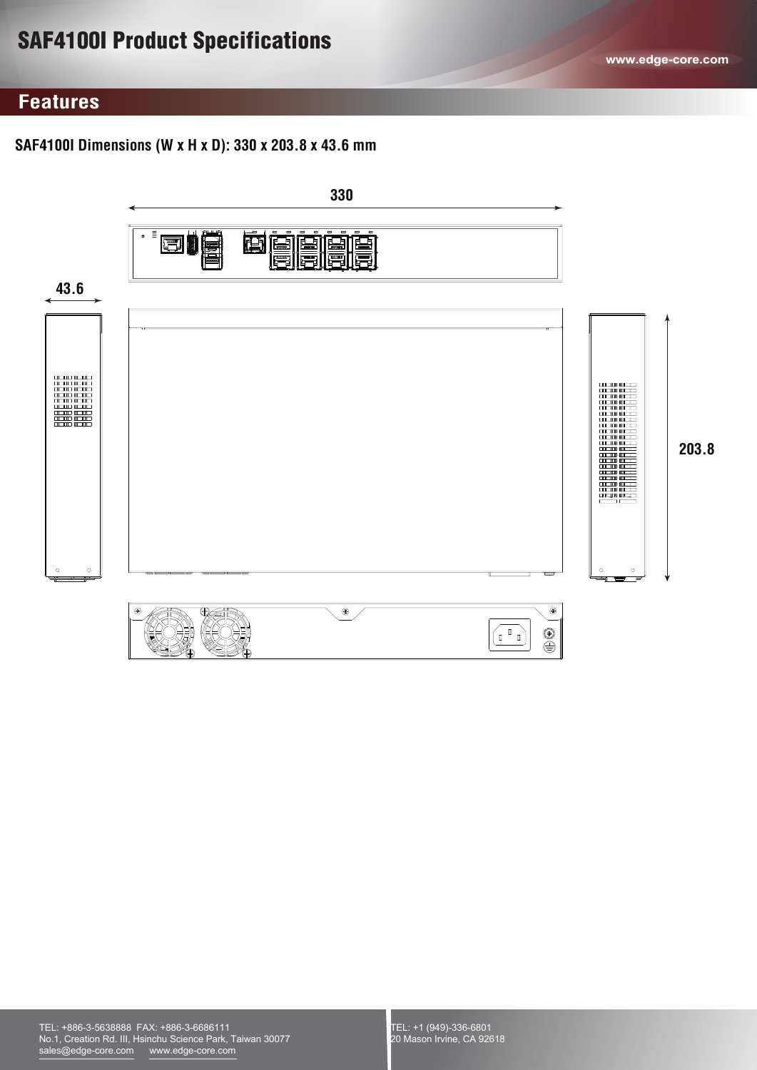# SAF4100I Product Specifications

## Features

**SAF4100I Dimensions (W x H x D): 330 x 203.8 x 43.6 mm**

330

43.6

203.8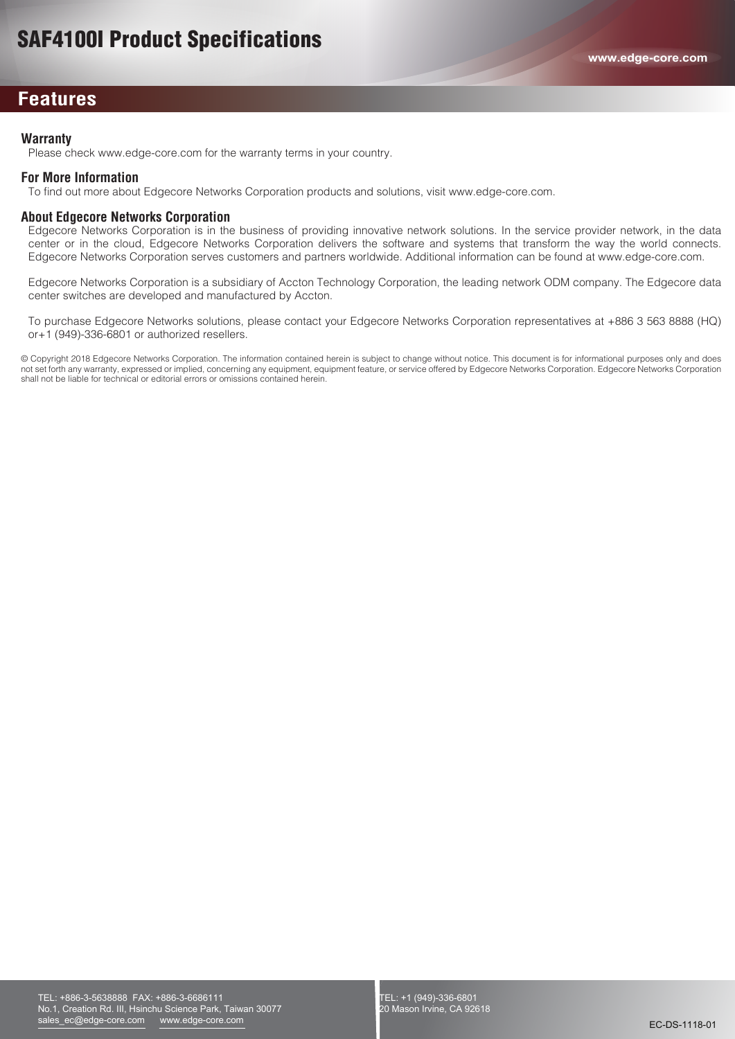## Features

### Warranty

Please check www.edge-core.com for the warranty terms in your country.

### For More Information

To find out more about Edgecore Networks Corporation products and solutions, visit www.edge-core.com.

### About Edgecore Networks Corporation

Edgecore Networks Corporation is in the business of providing innovative network solutions. In the service provider network, in the data center or in the cloud, Edgecore Networks Corporation delivers the software and systems that transform the way the world connects. Edgecore Networks Corporation serves customers and partners worldwide. Additional information can be found at www.edge-core.com.

Edgecore Networks Corporation is a subsidiary of Accton Technology Corporation, the leading network ODM company. The Edgecore data center switches are developed and manufactured by Accton.

To purchase Edgecore Networks solutions, please contact your Edgecore Networks Corporation representatives at +886 3 563 8888 (HQ) or+1 (949)-336-6801 or authorized resellers.

© Copyright 2018 Edgecore Networks Corporation. The information contained herein is subject to change without notice. This document is for informational purposes only and does not set forth any warranty, expressed or implied, concerning any equipment, equipment feature, or service offered by Edgecore Networks Corporation. Edgecore Networks Corporation shall not be liable for technical or editorial errors or omissions contained herein.

TEL: +886-3-5638888 FAX: +886-3-6686111
No.1, Creation Rd. III, Hsinchu Science Park, Taiwan 30077
sales_ec@edge-core.com www.edge-core.com

TEL: +1 (949)-336-6801
20 Mason Irvine, CA 92618

EC-DS-1118-01